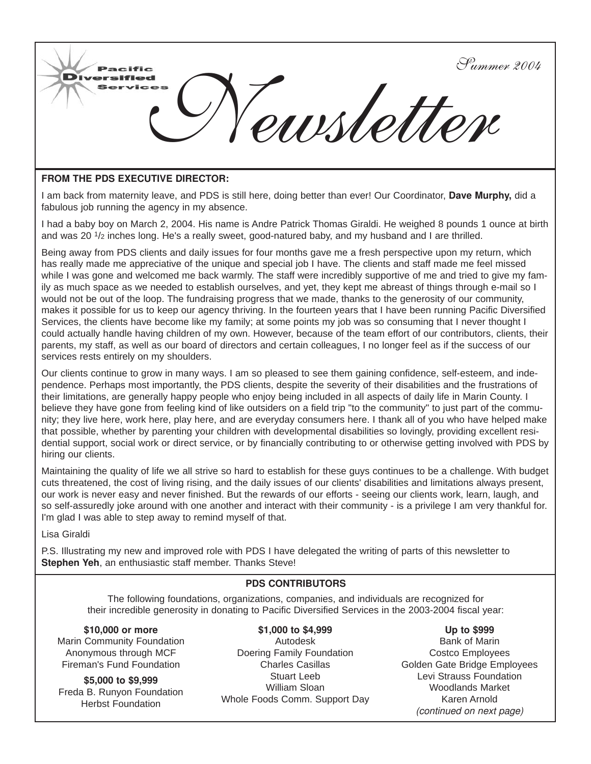Pacific Diversified Services

# Newsletter

*Summer 2004*

**FROM THE PDS EXECUTIVE DIRECTOR:**

I am back from maternity leave, and PDS is still here, doing better than ever! Our Coordinator, **Dave Murphy,** did a fabulous job running the agency in my absence.

I had a baby boy on March 2, 2004. His name is Andre Patrick Thomas Giraldi. He weighed 8 pounds 1 ounce at birth and was 20 1/2 inches long. He's a really sweet, good-natured baby, and my husband and I are thrilled.

Being away from PDS clients and daily issues for four months gave me a fresh perspective upon my return, which has really made me appreciative of the unique and special job I have. The clients and staff made me feel missed while I was gone and welcomed me back warmly. The staff were incredibly supportive of me and tried to give my family as much space as we needed to establish ourselves, and yet, they kept me abreast of things through e-mail so I would not be out of the loop. The fundraising progress that we made, thanks to the generosity of our community, makes it possible for us to keep our agency thriving. In the fourteen years that I have been running Pacific Diversified Services, the clients have become like my family; at some points my job was so consuming that I never thought I could actually handle having children of my own. However, because of the team effort of our contributors, clients, their parents, my staff, as well as our board of directors and certain colleagues, I no longer feel as if the success of our services rests entirely on my shoulders.

Our clients continue to grow in many ways. I am so pleased to see them gaining confidence, self-esteem, and independence. Perhaps most importantly, the PDS clients, despite the severity of their disabilities and the frustrations of their limitations, are generally happy people who enjoy being included in all aspects of daily life in Marin County. I believe they have gone from feeling kind of like outsiders on a field trip "to the community" to just part of the community; they live here, work here, play here, and are everyday consumers here. I thank all of you who have helped make that possible, whether by parenting your children with developmental disabilities so lovingly, providing excellent residential support, social work or direct service, or by financially contributing to or otherwise getting involved with PDS by hiring our clients.

Maintaining the quality of life we all strive so hard to establish for these guys continues to be a challenge. With budget cuts threatened, the cost of living rising, and the daily issues of our clients' disabilities and limitations always present, our work is never easy and never finished. But the rewards of our efforts - seeing our clients work, learn, laugh, and so self-assuredly joke around with one another and interact with their community - is a privilege I am very thankful for. I'm glad I was able to step away to remind myself of that.

Lisa Giraldi

P.S. Illustrating my new and improved role with PDS I have delegated the writing of parts of this newsletter to **Stephen Yeh**, an enthusiastic staff member. Thanks Steve!

**PDS CONTRIBUTORS**

The following foundations, organizations, companies, and individuals are recognized for their incredible generosity in donating to Pacific Diversified Services in the 2003-2004 fiscal year:

**$10,000 or more**
Marin Community Foundation
Anonymous through MCF
Fireman's Fund Foundation

**$5,000 to $9,999**
Freda B. Runyon Foundation
Herbst Foundation

**$1,000 to $4,999**
Autodesk
Doering Family Foundation
Charles Casillas
Stuart Leeb
William Sloan
Whole Foods Comm. Support Day

**Up to $999**
Bank of Marin
Costco Employees
Golden Gate Bridge Employees
Levi Strauss Foundation
Woodlands Market
Karen Arnold
*(continued on next page)*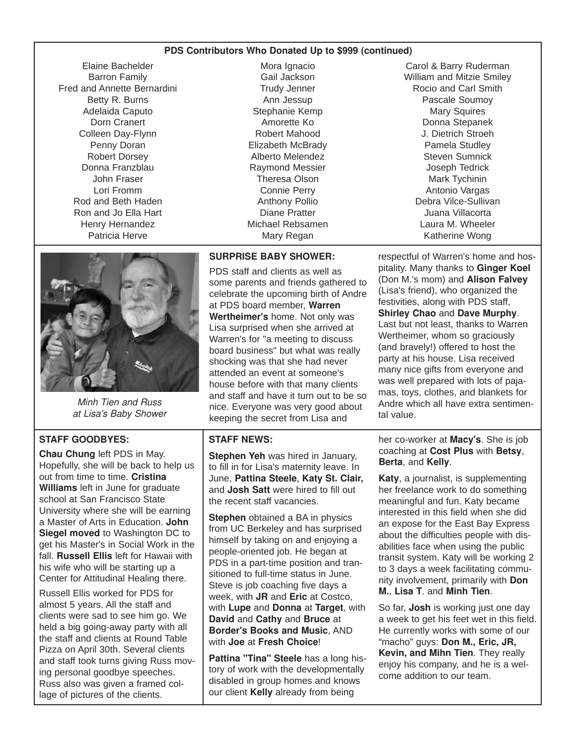## PDS Contributors Who Donated Up to $999 (continued)

Elaine Bachelder
Barron Family
Fred and Annette Bernardini
Betty R. Burns
Adelaida Caputo
Dorn Cranert
Colleen Day-Flynn
Penny Doran
Robert Dorsey
Donna Franzblau
John Fraser
Lori Fromm
Rod and Beth Haden
Ron and Jo Ella Hart
Henry Hernandez
Patricia Herve
Mora Ignacio
Gail Jackson
Trudy Jenner
Ann Jessup
Stephanie Kemp
Amorette Ko
Robert Mahood
Elizabeth McBrady
Alberto Melendez
Raymond Messier
Theresa Olson
Connie Perry
Anthony Pollio
Diane Pratter
Michael Rebsamen
Mary Regan
Carol & Barry Ruderman
William and Mitzie Smiley
Rocio and Carl Smith
Pascale Soumoy
Mary Squires
Donna Stepanek
J. Dietrich Stroeh
Pamela Studley
Steven Sumnick
Joseph Tedrick
Mark Tychinin
Antonio Vargas
Debra Vilce-Sullivan
Juana Villacorta
Laura M. Wheeler
Katherine Wong

*Minh Tien and Russ at Lisa's Baby Shower*

### SURPRISE BABY SHOWER:

PDS staff and clients as well as some parents and friends gathered to celebrate the upcoming birth of Andre at PDS board member, **Warren Wertheimer's** home. Not only was Lisa surprised when she arrived at Warren's for "a meeting to discuss board business" but what was really shocking was that she had never attended an event at someone's house before with that many clients and staff and have it turn out to be so nice. Everyone was very good about keeping the secret from Lisa and respectful of Warren's home and hospitality. Many thanks to **Ginger Koel** (Don M.'s mom) and **Alison Falvey** (Lisa's friend), who organized the festivities, along with PDS staff, **Shirley Chao** and **Dave Murphy**. Last but not least, thanks to Warren Wertheimer, whom so graciously (and bravely!) offered to host the party at his house. Lisa received many nice gifts from everyone and was well prepared with lots of pajamas, toys, clothes, and blankets for Andre which all have extra sentimental value.

### STAFF GOODBYES:

**Chau Chung** left PDS in May. Hopefully, she will be back to help us out from time to time. **Cristina Williams** left in June for graduate school at San Francisco State University where she will be earning a Master of Arts in Education. **John Siegel moved** to Washington DC to get his Master's in Social Work in the fall. **Russell Ellis** left for Hawaii with his wife who will be starting up a Center for Attitudinal Healing there.

Russell Ellis worked for PDS for almost 5 years. All the staff and clients were sad to see him go. We held a big going-away party with all the staff and clients at Round Table Pizza on April 30th. Several clients and staff took turns giving Russ moving personal goodbye speeches. Russ also was given a framed collage of pictures of the clients.

### STAFF NEWS:

**Stephen Yeh** was hired in January, to fill in for Lisa's maternity leave. In June, **Pattina Steele**, **Katy St. Clair,** and **Josh Satt** were hired to fill out the recent staff vacancies.

**Stephen** obtained a BA in physics from UC Berkeley and has surprised himself by taking on and enjoying a people-oriented job. He began at PDS in a part-time position and transitioned to full-time status in June. Steve is job coaching five days a week, with **JR** and **Eric** at Costco, with **Lupe** and **Donna** at **Target**, with **David** and **Cathy** and **Bruce** at **Border's Books and Music**, AND with **Joe** at **Fresh Choice**!

**Pattina "Tina" Steele** has a long history of work with the developmentally disabled in group homes and knows our client **Kelly** already from being her co-worker at **Macy's**. She is job coaching at **Cost Plus** with **Betsy**, **Berta**, and **Kelly**.

**Katy**, a journalist, is supplementing her freelance work to do something meaningful and fun. Katy became interested in this field when she did an expose for the East Bay Express about the difficulties people with disabilities face when using the public transit system. Katy will be working 2 to 3 days a week facilitating community involvement, primarily with **Don M.**, **Lisa T**. and **Minh Tien**.

So far, **Josh** is working just one day a week to get his feet wet in this field. He currently works with some of our "macho" guys: **Don M., Eric, JR, Kevin, and Mihn Tien**. They really enjoy his company, and he is a welcome addition to our team.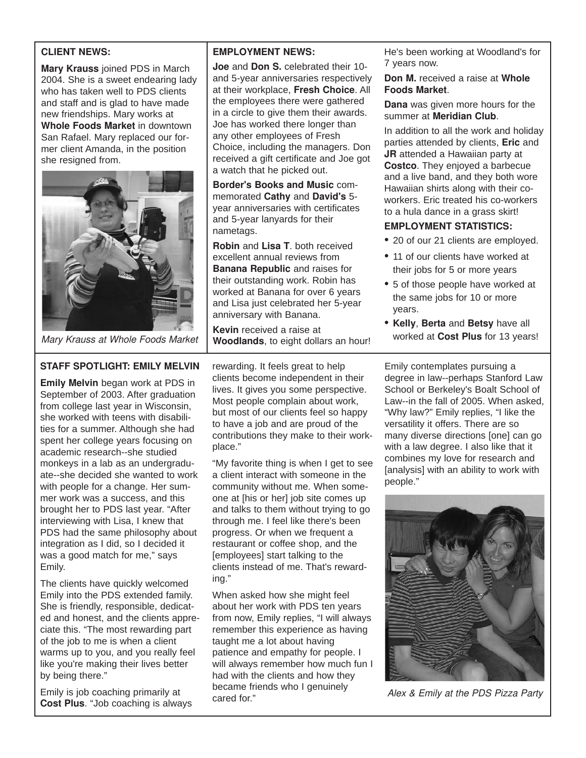## CLIENT NEWS:

**Mary Krauss** joined PDS in March 2004. She is a sweet endearing lady who has taken well to PDS clients and staff and is glad to have made new friendships. Mary works at **Whole Foods Market** in downtown San Rafael. Mary replaced our former client Amanda, in the position she resigned from.

*Mary Krauss at Whole Foods Market*

## EMPLOYMENT NEWS:

**Joe** and **Don S.** celebrated their 10- and 5-year anniversaries respectively at their workplace, **Fresh Choice**. All the employees there were gathered in a circle to give them their awards. Joe has worked there longer than any other employees of Fresh Choice, including the managers. Don received a gift certificate and Joe got a watch that he picked out.

**Border's Books and Music** commemorated **Cathy** and **David's** 5-year anniversaries with certificates and 5-year lanyards for their nametags.

**Robin** and **Lisa T**. both received excellent annual reviews from **Banana Republic** and raises for their outstanding work. Robin has worked at Banana for over 6 years and Lisa just celebrated her 5-year anniversary with Banana.

**Kevin** received a raise at **Woodlands**, to eight dollars an hour! He's been working at Woodland's for 7 years now.

**Don M.** received a raise at **Whole Foods Market**.

**Dana** was given more hours for the summer at **Meridian Club**.

In addition to all the work and holiday parties attended by clients, **Eric** and **JR** attended a Hawaiian party at **Costco**. They enjoyed a barbecue and a live band, and they both wore Hawaiian shirts along with their co-workers. Eric treated his co-workers to a hula dance in a grass skirt!

## EMPLOYMENT STATISTICS:

- 20 of our 21 clients are employed.
- 11 of our clients have worked at their jobs for 5 or more years
- 5 of those people have worked at the same jobs for 10 or more years.
- **Kelly**, **Berta** and **Betsy** have all worked at **Cost Plus** for 13 years!

## STAFF SPOTLIGHT: EMILY MELVIN

**Emily Melvin** began work at PDS in September of 2003. After graduation from college last year in Wisconsin, she worked with teens with disabilities for a summer. Although she had spent her college years focusing on academic research--she studied monkeys in a lab as an undergraduate--she decided she wanted to work with people for a change. Her summer work was a success, and this brought her to PDS last year. "After interviewing with Lisa, I knew that PDS had the same philosophy about integration as I did, so I decided it was a good match for me," says Emily.

The clients have quickly welcomed Emily into the PDS extended family. She is friendly, responsible, dedicated and honest, and the clients appreciate this. "The most rewarding part of the job to me is when a client warms up to you, and you really feel like you're making their lives better by being there."

Emily is job coaching primarily at **Cost Plus**. "Job coaching is always rewarding. It feels great to help clients become independent in their lives. It gives you some perspective. Most people complain about work, but most of our clients feel so happy to have a job and are proud of the contributions they make to their workplace."

"My favorite thing is when I get to see a client interact with someone in the community without me. When someone at [his or her] job site comes up and talks to them without trying to go through me. I feel like there's been progress. Or when we frequent a restaurant or coffee shop, and the [employees] start talking to the clients instead of me. That's rewarding."

When asked how she might feel about her work with PDS ten years from now, Emily replies, "I will always remember this experience as having taught me a lot about having patience and empathy for people. I will always remember how much fun I had with the clients and how they became friends who I genuinely cared for."

Emily contemplates pursuing a degree in law--perhaps Stanford Law School or Berkeley's Boalt School of Law--in the fall of 2005. When asked, "Why law?" Emily replies, "I like the versatility it offers. There are so many diverse directions [one] can go with a law degree. I also like that it combines my love for research and [analysis] with an ability to work with people."

*Alex & Emily at the PDS Pizza Party*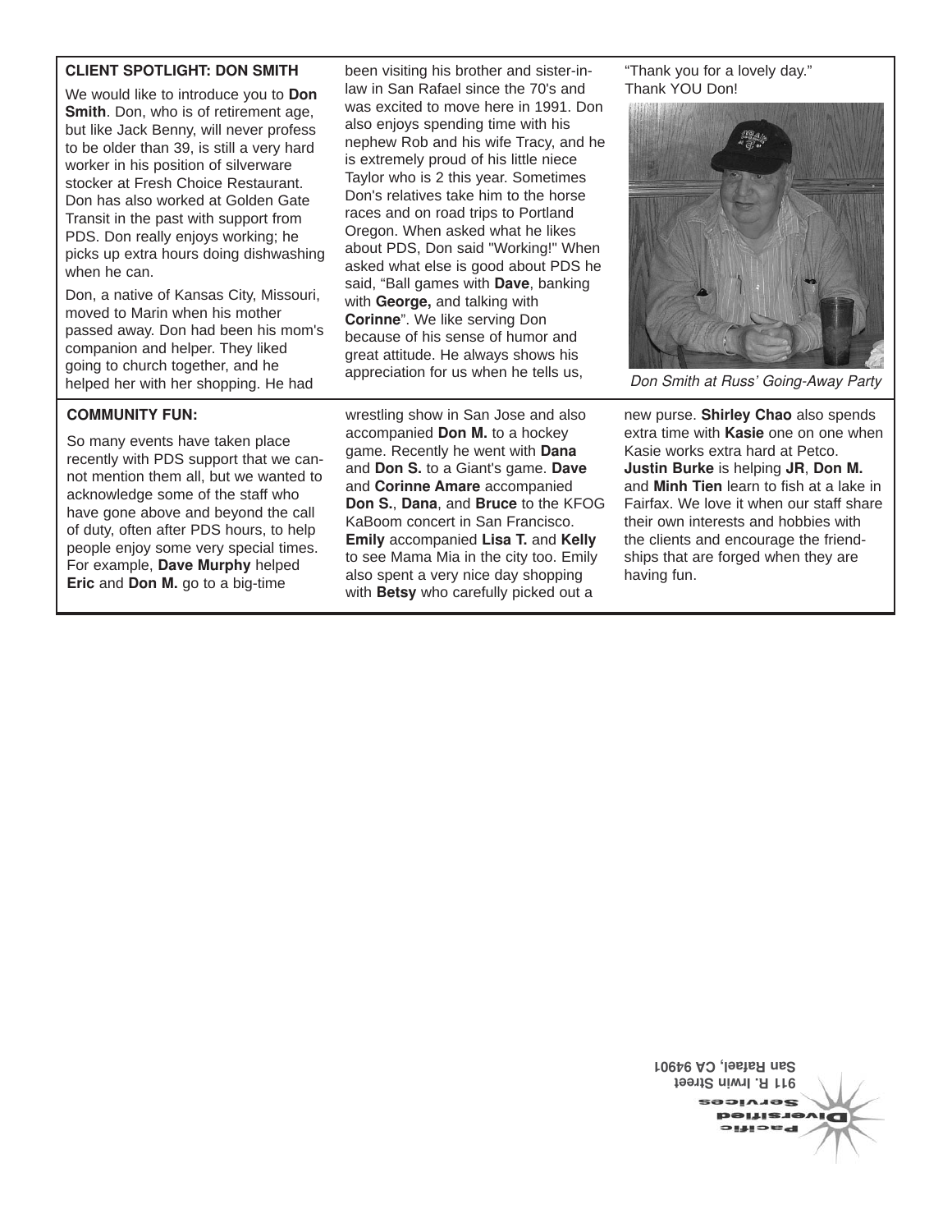## CLIENT SPOTLIGHT: DON SMITH

We would like to introduce you to **Don Smith**. Don, who is of retirement age, but like Jack Benny, will never profess to be older than 39, is still a very hard worker in his position of silverware stocker at Fresh Choice Restaurant. Don has also worked at Golden Gate Transit in the past with support from PDS. Don really enjoys working; he picks up extra hours doing dishwashing when he can.

Don, a native of Kansas City, Missouri, moved to Marin when his mother passed away. Don had been his mom's companion and helper. They liked going to church together, and he helped her with her shopping. He had been visiting his brother and sister-in-law in San Rafael since the 70's and was excited to move here in 1991. Don also enjoys spending time with his nephew Rob and his wife Tracy, and he is extremely proud of his little niece Taylor who is 2 this year. Sometimes Don's relatives take him to the horse races and on road trips to Portland Oregon. When asked what he likes about PDS, Don said "Working!" When asked what else is good about PDS he said, "Ball games with **Dave**, banking with **George,** and talking with **Corinne**". We like serving Don because of his sense of humor and great attitude. He always shows his appreciation for us when he tells us, "Thank you for a lovely day." Thank YOU Don!

*Don Smith at Russ' Going-Away Party*

## COMMUNITY FUN:

So many events have taken place recently with PDS support that we cannot mention them all, but we wanted to acknowledge some of the staff who have gone above and beyond the call of duty, often after PDS hours, to help people enjoy some very special times. For example, **Dave Murphy** helped **Eric** and **Don M.** go to a big-time wrestling show in San Jose and also accompanied **Don M.** to a hockey game. Recently he went with **Dana** and **Don S.** to a Giant's game. **Dave** and **Corinne Amare** accompanied **Don S.**, **Dana**, and **Bruce** to the KFOG KaBoom concert in San Francisco. **Emily** accompanied **Lisa T.** and **Kelly** to see Mama Mia in the city too. Emily also spent a very nice day shopping with **Betsy** who carefully picked out a new purse. **Shirley Chao** also spends extra time with **Kasie** one on one when Kasie works extra hard at Petco. **Justin Burke** is helping **JR**, **Don M.** and **Minh Tien** learn to fish at a lake in Fairfax. We love it when our staff share their own interests and hobbies with the clients and encourage the friendships that are forged when they are having fun.

**Pacific Diversified Services**
**911 R. Irwin Street**
**San Rafael, CA 94901**